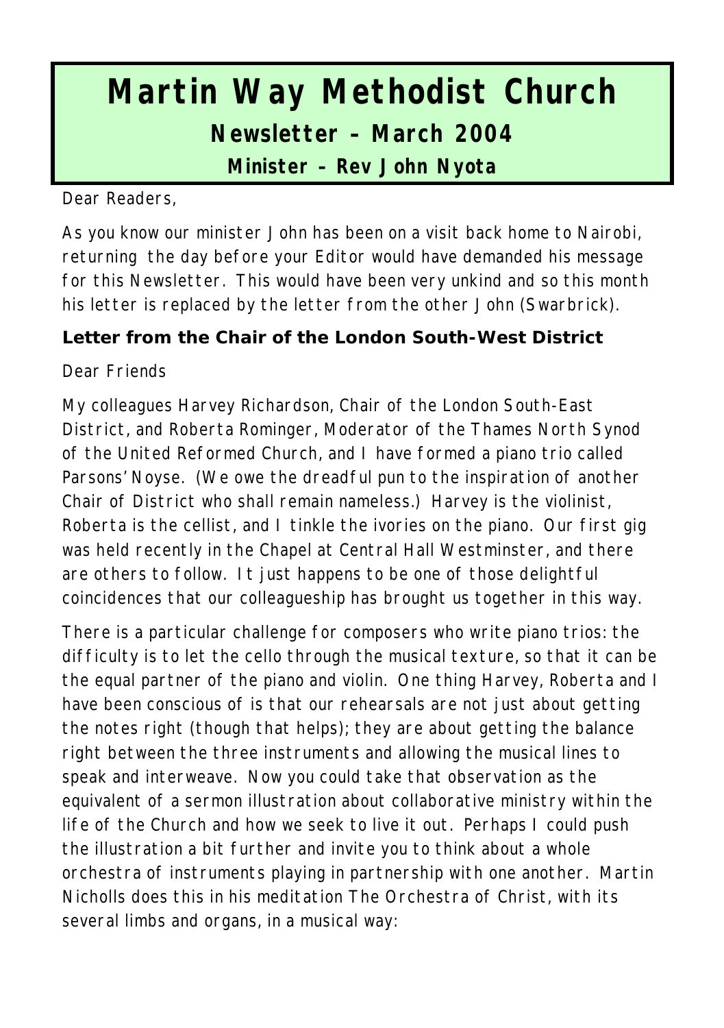# Martin Way Methodist Church

## Newsletter – March 2004

### Minister – Rev John Nyota

Dear Readers,

As you know our minister John has been on a visit back home to Nairobi, returning the day before your Editor would have demanded his message for this Newsletter. This would have been very unkind and so this month his letter is replaced by the letter from the other John (Swarbrick).

**Letter from the Chair of the London South-West District**

Dear Friends

My colleagues Harvey Richardson, Chair of the London South-East District, and Roberta Rominger, Moderator of the Thames North Synod of the United Reformed Church, and I have formed a piano trio called Parsons' Noyse. (We owe the dreadful pun to the inspiration of another Chair of District who shall remain nameless.) Harvey is the violinist, Roberta is the cellist, and I tinkle the ivories on the piano. Our first gig was held recently in the Chapel at Central Hall Westminster, and there are others to follow. It just happens to be one of those delightful coincidences that our colleagueship has brought us together in this way.

There is a particular challenge for composers who write piano trios: the difficulty is to let the cello through the musical texture, so that it can be the equal partner of the piano and violin. One thing Harvey, Roberta and I have been conscious of is that our rehearsals are not just about getting the notes right (though that helps); they are about getting the balance right between the three instruments and allowing the musical lines to speak and interweave. Now you could take that observation as the equivalent of a sermon illustration about collaborative ministry within the life of the Church and how we seek to live it out. Perhaps I could push the illustration a bit further and invite you to think about a whole orchestra of instruments playing in partnership with one another. Martin Nicholls does this in his meditation The Orchestra of Christ, with its several limbs and organs, in a musical way: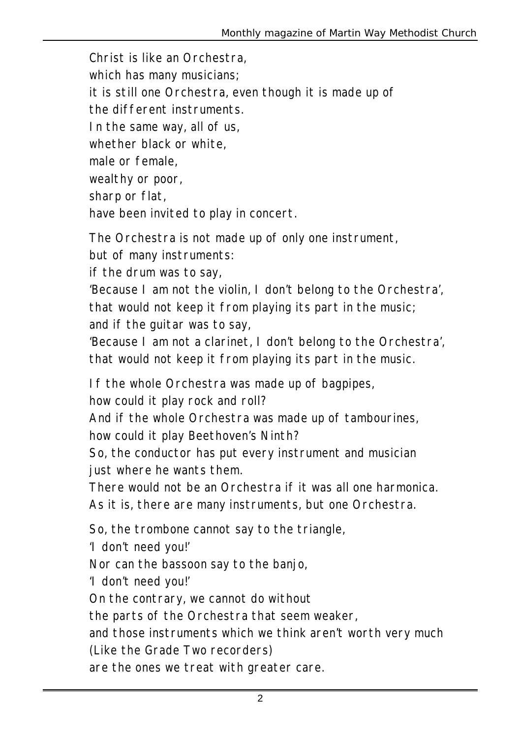Christ is like an Orchestra,  
which has many musicians;  
it is still one Orchestra, even though it is made up of  
the different instruments.  
In the same way, all of us,  
whether black or white,  
male or female,  
wealthy or poor,  
sharp or flat,  
have been invited to play in concert.

The Orchestra is not made up of only one instrument,  
but of many instruments:  
if the drum was to say,  
'Because I am not the violin, I don't belong to the Orchestra',  
that would not keep it from playing its part in the music;  
and if the guitar was to say,  
'Because I am not a clarinet, I don't belong to the Orchestra',  
that would not keep it from playing its part in the music.

If the whole Orchestra was made up of bagpipes,  
how could it play rock and roll?  
And if the whole Orchestra was made up of tambourines,  
how could it play Beethoven's Ninth?  
So, the conductor has put every instrument and musician  
just where he wants them.  
There would not be an Orchestra if it was all one harmonica.  
As it is, there are many instruments, but one Orchestra.

So, the trombone cannot say to the triangle,  
'I don't need you!'  
Nor can the bassoon say to the banjo,  
'I don't need you!'  
On the contrary, we cannot do without  
the parts of the Orchestra that seem weaker,  
and those instruments which we think aren't worth very much  
(Like the Grade Two recorders)  
are the ones we treat with greater care.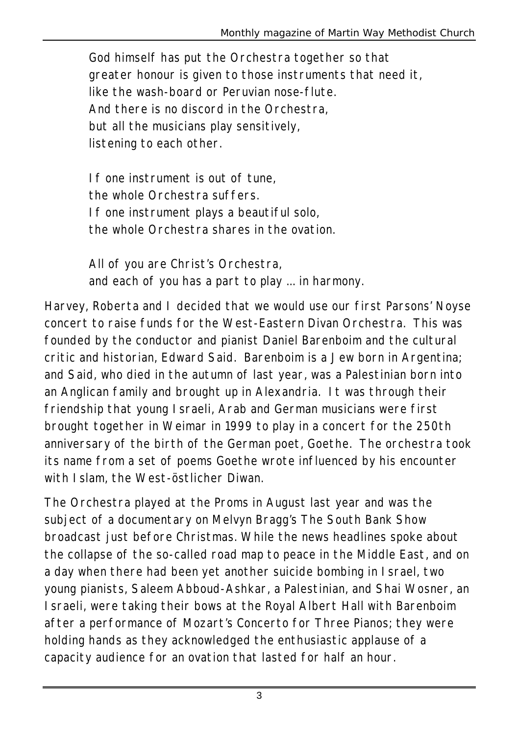God himself has put the Orchestra together so that  
greater honour is given to those instruments that need it,  
like the wash-board or Peruvian nose-flute.  
And there is no discord in the Orchestra,  
but all the musicians play sensitively,  
listening to each other.

If one instrument is out of tune,  
the whole Orchestra suffers.  
If one instrument plays a beautiful solo,  
the whole Orchestra shares in the ovation.

All of you are Christ's Orchestra,  
and each of you has a part to play … in harmony.

Harvey, Roberta and I decided that we would use our first Parsons' Noyse concert to raise funds for the West-Eastern Divan Orchestra. This was founded by the conductor and pianist Daniel Barenboim and the cultural critic and historian, Edward Said. Barenboim is a Jew born in Argentina; and Said, who died in the autumn of last year, was a Palestinian born into an Anglican family and brought up in Alexandria. It was through their friendship that young Israeli, Arab and German musicians were first brought together in Weimar in 1999 to play in a concert for the 250th anniversary of the birth of the German poet, Goethe. The orchestra took its name from a set of poems Goethe wrote influenced by his encounter with Islam, the West-östlicher Diwan.

The Orchestra played at the Proms in August last year and was the subject of a documentary on Melvyn Bragg's The South Bank Show broadcast just before Christmas. While the news headlines spoke about the collapse of the so-called road map to peace in the Middle East, and on a day when there had been yet another suicide bombing in Israel, two young pianists, Saleem Abboud-Ashkar, a Palestinian, and Shai Wosner, an Israeli, were taking their bows at the Royal Albert Hall with Barenboim after a performance of Mozart's Concerto for Three Pianos; they were holding hands as they acknowledged the enthusiastic applause of a capacity audience for an ovation that lasted for half an hour.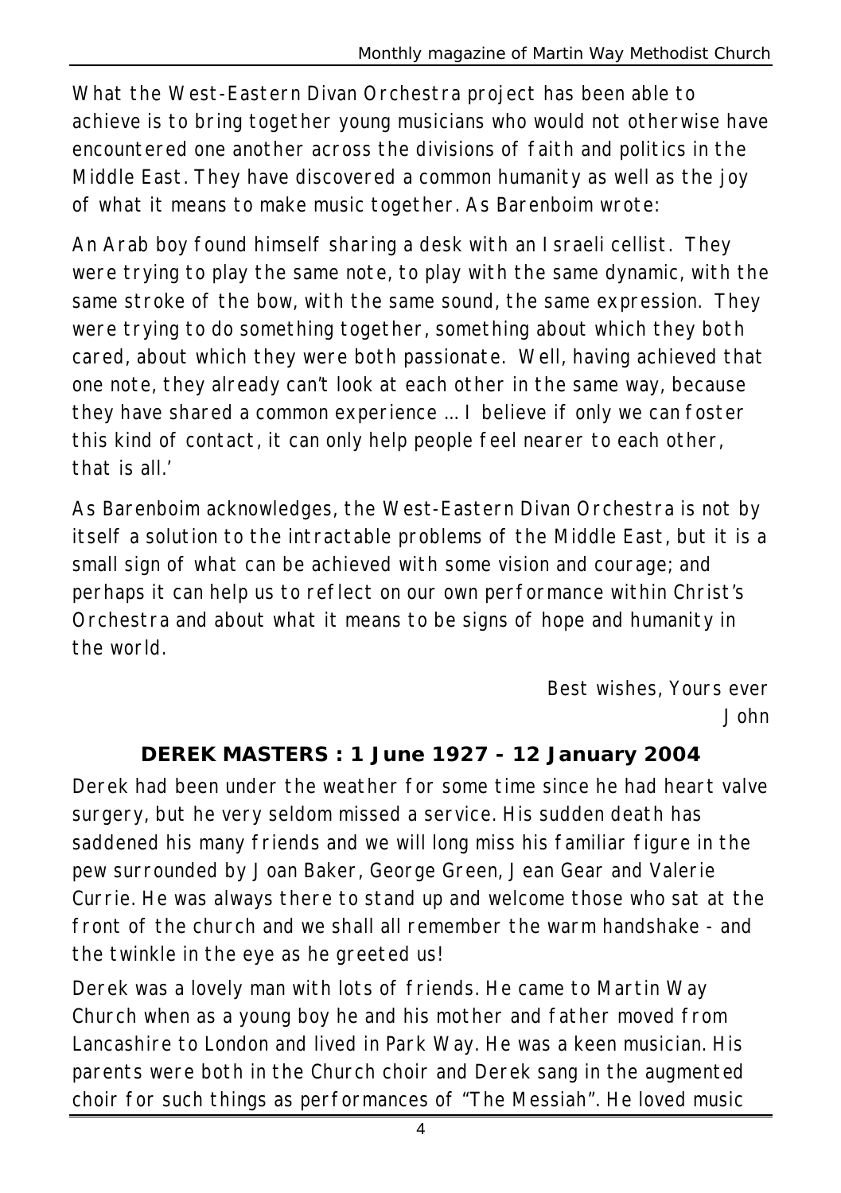What the West-Eastern Divan Orchestra project has been able to achieve is to bring together young musicians who would not otherwise have encountered one another across the divisions of faith and politics in the Middle East. They have discovered a common humanity as well as the joy of what it means to make music together. As Barenboim wrote:

An Arab boy found himself sharing a desk with an Israeli cellist. They were trying to play the same note, to play with the same dynamic, with the same stroke of the bow, with the same sound, the same expression. They were trying to do something together, something about which they both cared, about which they were both passionate. Well, having achieved that one note, they already can't look at each other in the same way, because they have shared a common experience … I believe if only we can foster this kind of contact, it can only help people feel nearer to each other, that is all.'

As Barenboim acknowledges, the West-Eastern Divan Orchestra is not by itself a solution to the intractable problems of the Middle East, but it is a small sign of what can be achieved with some vision and courage; and perhaps it can help us to reflect on our own performance within Christ's Orchestra and about what it means to be signs of hope and humanity in the world.

Best wishes, Yours ever
John

## DEREK MASTERS : 1 June 1927 - 12 January 2004

Derek had been under the weather for some time since he had heart valve surgery, but he very seldom missed a service. His sudden death has saddened his many friends and we will long miss his familiar figure in the pew surrounded by Joan Baker, George Green, Jean Gear and Valerie Currie. He was always there to stand up and welcome those who sat at the front of the church and we shall all remember the warm handshake - and the twinkle in the eye as he greeted us!

Derek was a lovely man with lots of friends. He came to Martin Way Church when as a young boy he and his mother and father moved from Lancashire to London and lived in Park Way. He was a keen musician. His parents were both in the Church choir and Derek sang in the augmented choir for such things as performances of "The Messiah". He loved music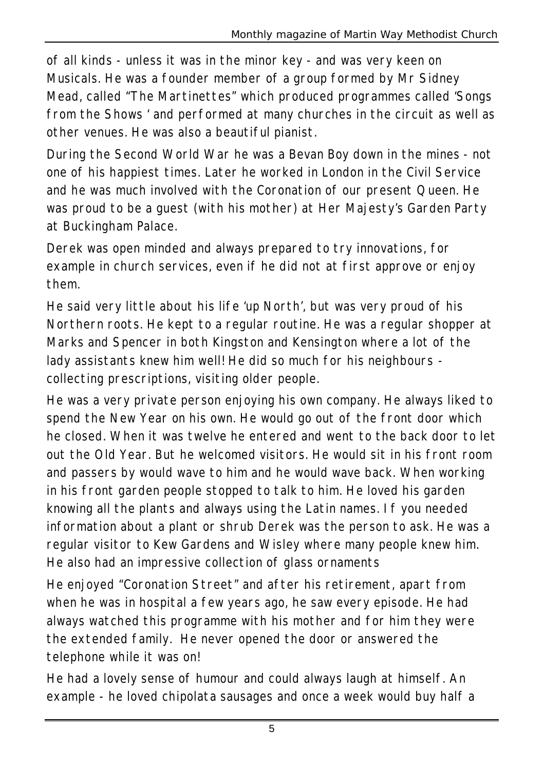of all kinds - unless it was in the minor key - and was very keen on Musicals. He was a founder member of a group formed by Mr Sidney Mead, called "The Martinettes" which produced programmes called 'Songs from the Shows ' and performed at many churches in the circuit as well as other venues. He was also a beautiful pianist.

During the Second World War he was a Bevan Boy down in the mines - not one of his happiest times. Later he worked in London in the Civil Service and he was much involved with the Coronation of our present Queen. He was proud to be a guest (with his mother) at Her Majesty's Garden Party at Buckingham Palace.

Derek was open minded and always prepared to try innovations, for example in church services, even if he did not at first approve or enjoy them.

He said very little about his life 'up North', but was very proud of his Northern roots. He kept to a regular routine. He was a regular shopper at Marks and Spencer in both Kingston and Kensington where a lot of the lady assistants knew him well! He did so much for his neighbours - collecting prescriptions, visiting older people.

He was a very private person enjoying his own company. He always liked to spend the New Year on his own. He would go out of the front door which he closed. When it was twelve he entered and went to the back door to let out the Old Year. But he welcomed visitors. He would sit in his front room and passers by would wave to him and he would wave back. When working in his front garden people stopped to talk to him. He loved his garden knowing all the plants and always using the Latin names. If you needed information about a plant or shrub Derek was the person to ask. He was a regular visitor to Kew Gardens and Wisley where many people knew him. He also had an impressive collection of glass ornaments

He enjoyed "Coronation Street" and after his retirement, apart from when he was in hospital a few years ago, he saw every episode. He had always watched this programme with his mother and for him they were the extended family. He never opened the door or answered the telephone while it was on!

He had a lovely sense of humour and could always laugh at himself. An example - he loved chipolata sausages and once a week would buy half a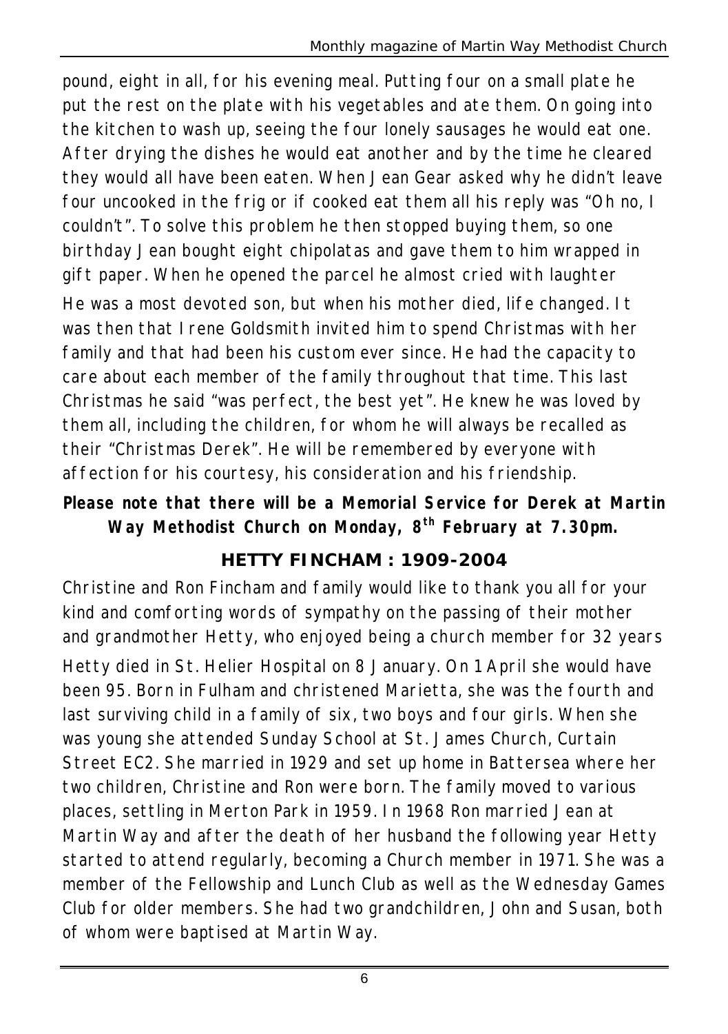pound, eight in all, for his evening meal. Putting four on a small plate he put the rest on the plate with his vegetables and ate them. On going into the kitchen to wash up, seeing the four lonely sausages he would eat one. After drying the dishes he would eat another and by the time he cleared they would all have been eaten. When Jean Gear asked why he didn't leave four uncooked in the frig or if cooked eat them all his reply was "Oh no, I couldn't". To solve this problem he then stopped buying them, so one birthday Jean bought eight chipolatas and gave them to him wrapped in gift paper. When he opened the parcel he almost cried with laughter

He was a most devoted son, but when his mother died, life changed. It was then that Irene Goldsmith invited him to spend Christmas with her family and that had been his custom ever since. He had the capacity to care about each member of the family throughout that time. This last Christmas he said "was perfect, the best yet". He knew he was loved by them all, including the children, for whom he will always be recalled as their "Christmas Derek". He will be remembered by everyone with affection for his courtesy, his consideration and his friendship.

**Please note that there will be a Memorial Service for Derek at Martin Way Methodist Church on Monday, 8th February at 7.30pm.**

## HETTY FINCHAM : 1909-2004

Christine and Ron Fincham and family would like to thank you all for your kind and comforting words of sympathy on the passing of their mother and grandmother Hetty, who enjoyed being a church member for 32 years

Hetty died in St. Helier Hospital on 8 January. On 1 April she would have been 95. Born in Fulham and christened Marietta, she was the fourth and last surviving child in a family of six, two boys and four girls. When she was young she attended Sunday School at St. James Church, Curtain Street EC2. She married in 1929 and set up home in Battersea where her two children, Christine and Ron were born. The family moved to various places, settling in Merton Park in 1959. In 1968 Ron married Jean at Martin Way and after the death of her husband the following year Hetty started to attend regularly, becoming a Church member in 1971. She was a member of the Fellowship and Lunch Club as well as the Wednesday Games Club for older members. She had two grandchildren, John and Susan, both of whom were baptised at Martin Way.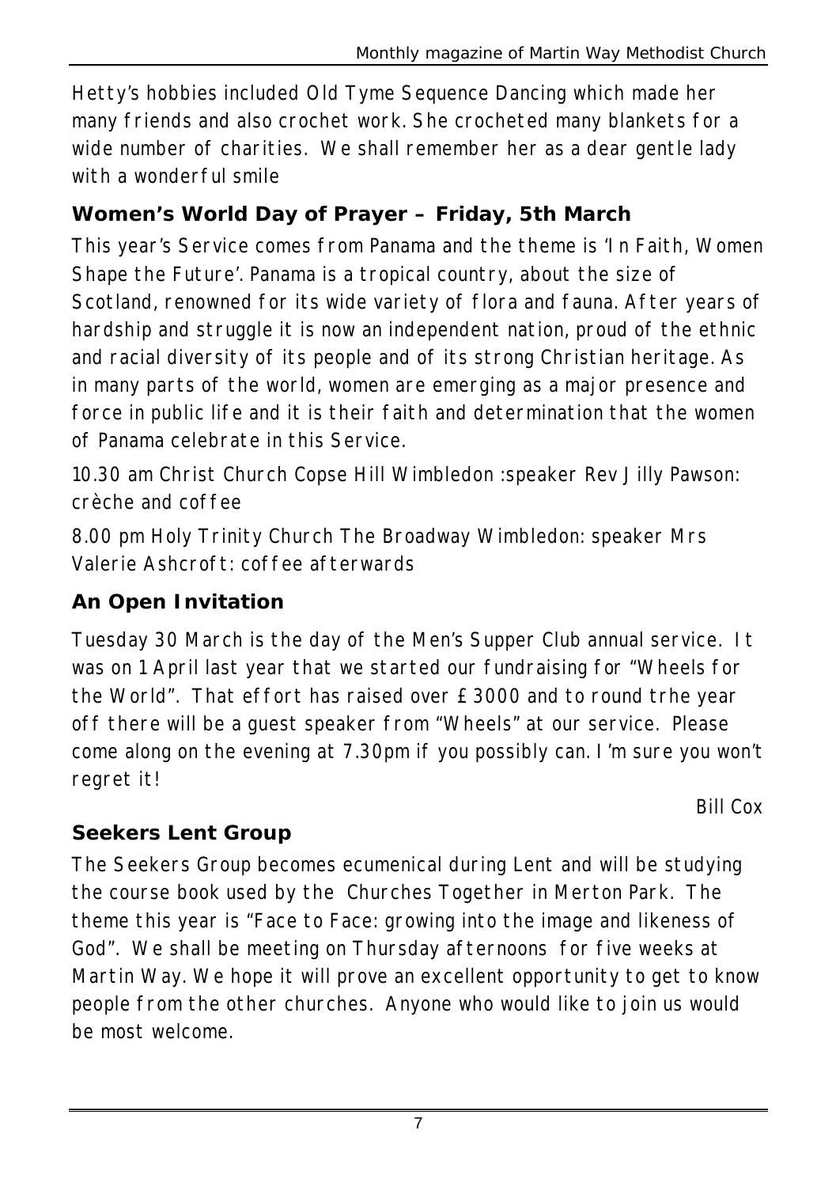Hetty's hobbies included Old Tyme Sequence Dancing which made her many friends and also crochet work. She crocheted many blankets for a wide number of charities. We shall remember her as a dear gentle lady with a wonderful smile

### Women's World Day of Prayer – Friday, 5th March

This year's Service comes from Panama and the theme is 'In Faith, Women Shape the Future'. Panama is a tropical country, about the size of Scotland, renowned for its wide variety of flora and fauna. After years of hardship and struggle it is now an independent nation, proud of the ethnic and racial diversity of its people and of its strong Christian heritage. As in many parts of the world, women are emerging as a major presence and force in public life and it is their faith and determination that the women of Panama celebrate in this Service.

10.30 am Christ Church Copse Hill Wimbledon :speaker Rev Jilly Pawson: crèche and coffee

8.00 pm Holy Trinity Church The Broadway Wimbledon: speaker Mrs Valerie Ashcroft: coffee afterwards

### An Open Invitation

Tuesday 30 March is the day of the Men's Supper Club annual service. It was on 1 April last year that we started our fundraising for "Wheels for the World". That effort has raised over £3000 and to round trhe year off there will be a guest speaker from "Wheels" at our service. Please come along on the evening at 7.30pm if you possibly can. I'm sure you won't regret it!

Bill Cox

### Seekers Lent Group

The Seekers Group becomes ecumenical during Lent and will be studying the course book used by the Churches Together in Merton Park. The theme this year is "Face to Face: growing into the image and likeness of God". We shall be meeting on Thursday afternoons for five weeks at Martin Way. We hope it will prove an excellent opportunity to get to know people from the other churches. Anyone who would like to join us would be most welcome.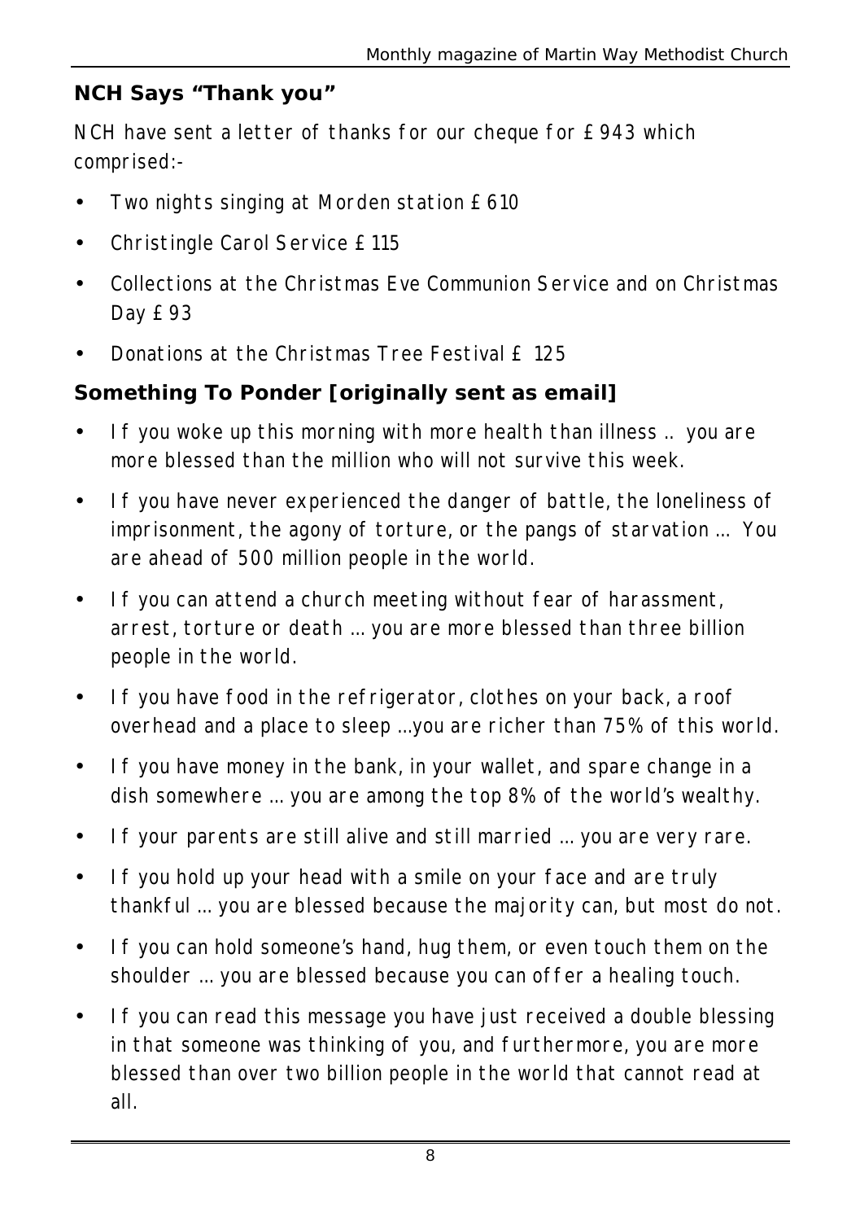## NCH Says "Thank you"

NCH have sent a letter of thanks for our cheque for £943 which comprised:-

- Two nights singing at Morden station £610
- Christingle Carol Service £115
- Collections at the Christmas Eve Communion Service and on Christmas Day £93
- Donations at the Christmas Tree Festival £ 125

## Something To Ponder [originally sent as email]

- If you woke up this morning with more health than illness .. you are more blessed than the million who will not survive this week.
- If you have never experienced the danger of battle, the loneliness of imprisonment, the agony of torture, or the pangs of starvation ... You are ahead of 500 million people in the world.
- If you can attend a church meeting without fear of harassment, arrest, torture or death ... you are more blessed than three billion people in the world.
- If you have food in the refrigerator, clothes on your back, a roof overhead and a place to sleep ...you are richer than 75% of this world.
- If you have money in the bank, in your wallet, and spare change in a dish somewhere ... you are among the top 8% of the world's wealthy.
- If your parents are still alive and still married ... you are very rare.
- If you hold up your head with a smile on your face and are truly thankful ... you are blessed because the majority can, but most do not.
- If you can hold someone's hand, hug them, or even touch them on the shoulder ... you are blessed because you can offer a healing touch.
- If you can read this message you have just received a double blessing in that someone was thinking of you, and furthermore, you are more blessed than over two billion people in the world that cannot read at all.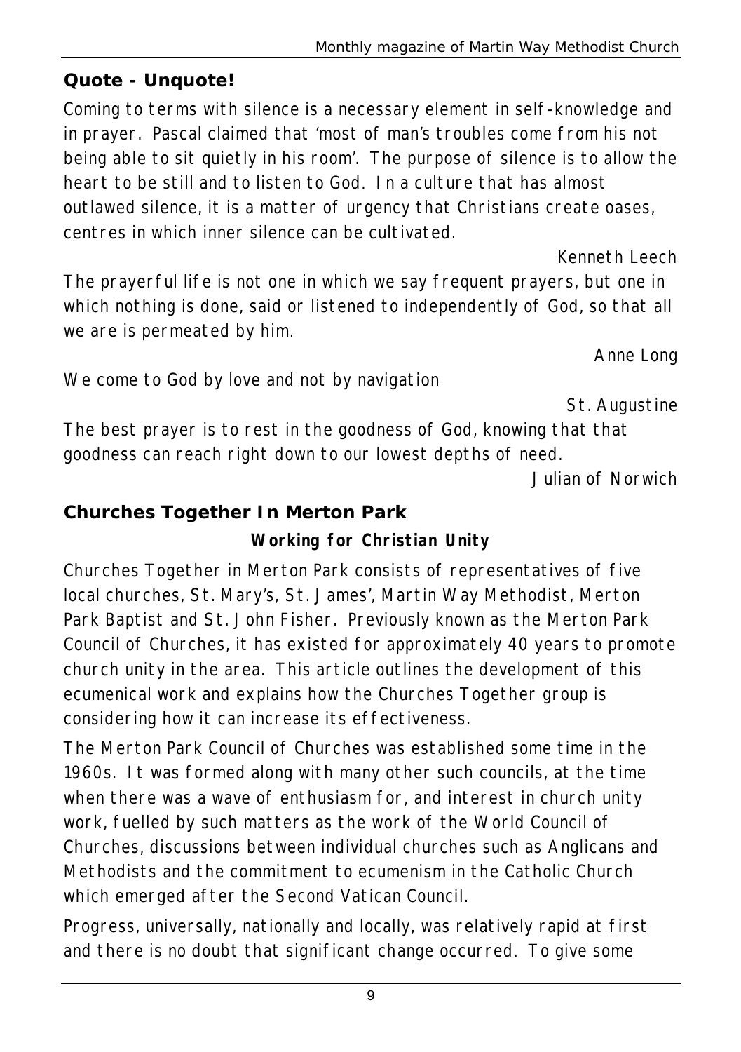## Quote - Unquote!

Coming to terms with silence is a necessary element in self-knowledge and in prayer. Pascal claimed that 'most of man's troubles come from his not being able to sit quietly in his room'. The purpose of silence is to allow the heart to be still and to listen to God. In a culture that has almost outlawed silence, it is a matter of urgency that Christians create oases, centres in which inner silence can be cultivated.

Kenneth Leech

The prayerful life is not one in which we say frequent prayers, but one in which nothing is done, said or listened to independently of God, so that all we are is permeated by him.

Anne Long

We come to God by love and not by navigation

St. Augustine

The best prayer is to rest in the goodness of God, knowing that that goodness can reach right down to our lowest depths of need.

Julian of Norwich

## Churches Together In Merton Park

***Working for Christian Unity***

Churches Together in Merton Park consists of representatives of five local churches, St. Mary's, St. James', Martin Way Methodist, Merton Park Baptist and St. John Fisher. Previously known as the Merton Park Council of Churches, it has existed for approximately 40 years to promote church unity in the area. This article outlines the development of this ecumenical work and explains how the Churches Together group is considering how it can increase its effectiveness.

The Merton Park Council of Churches was established some time in the 1960s. It was formed along with many other such councils, at the time when there was a wave of enthusiasm for, and interest in church unity work, fuelled by such matters as the work of the World Council of Churches, discussions between individual churches such as Anglicans and Methodists and the commitment to ecumenism in the Catholic Church which emerged after the Second Vatican Council.

Progress, universally, nationally and locally, was relatively rapid at first and there is no doubt that significant change occurred. To give some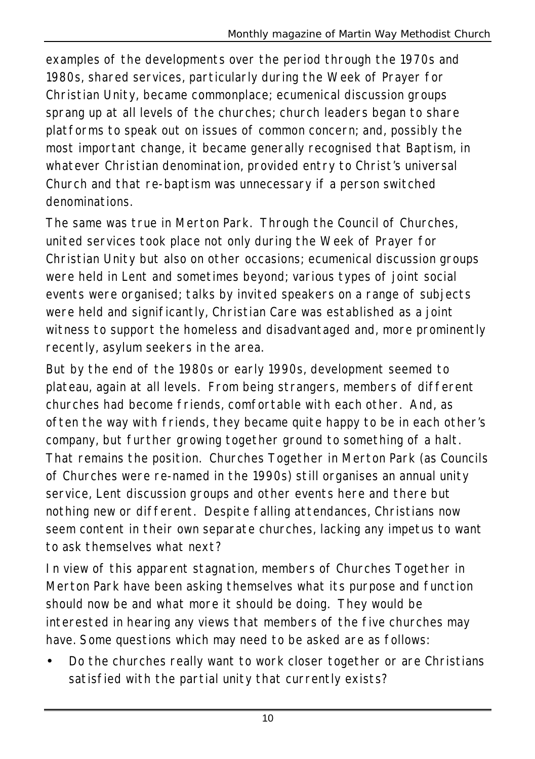examples of the developments over the period through the 1970s and 1980s, shared services, particularly during the Week of Prayer for Christian Unity, became commonplace; ecumenical discussion groups sprang up at all levels of the churches; church leaders began to share platforms to speak out on issues of common concern; and, possibly the most important change, it became generally recognised that Baptism, in whatever Christian denomination, provided entry to Christ's universal Church and that re-baptism was unnecessary if a person switched denominations.

The same was true in Merton Park. Through the Council of Churches, united services took place not only during the Week of Prayer for Christian Unity but also on other occasions; ecumenical discussion groups were held in Lent and sometimes beyond; various types of joint social events were organised; talks by invited speakers on a range of subjects were held and significantly, Christian Care was established as a joint witness to support the homeless and disadvantaged and, more prominently recently, asylum seekers in the area.

But by the end of the 1980s or early 1990s, development seemed to plateau, again at all levels. From being strangers, members of different churches had become friends, comfortable with each other. And, as often the way with friends, they became quite happy to be in each other's company, but further growing together ground to something of a halt. That remains the position. Churches Together in Merton Park (as Councils of Churches were re-named in the 1990s) still organises an annual unity service, Lent discussion groups and other events here and there but nothing new or different. Despite falling attendances, Christians now seem content in their own separate churches, lacking any impetus to want to ask themselves what next?

In view of this apparent stagnation, members of Churches Together in Merton Park have been asking themselves what its purpose and function should now be and what more it should be doing. They would be interested in hearing any views that members of the five churches may have. Some questions which may need to be asked are as follows:

- Do the churches really want to work closer together or are Christians satisfied with the partial unity that currently exists?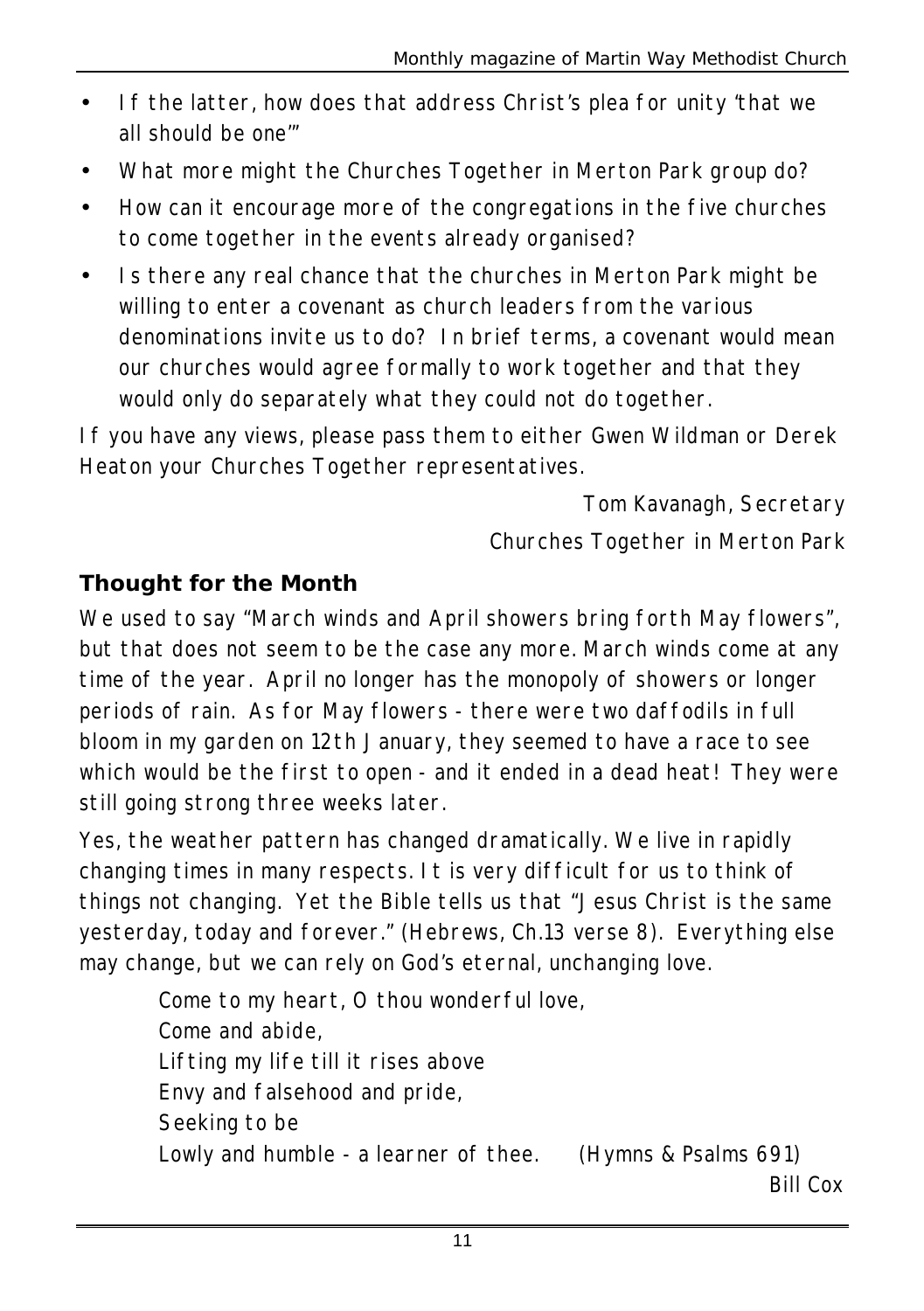- If the latter, how does that address Christ's plea for unity 'that we all should be one'"
- What more might the Churches Together in Merton Park group do?
- How can it encourage more of the congregations in the five churches to come together in the events already organised?
- Is there any real chance that the churches in Merton Park might be willing to enter a covenant as church leaders from the various denominations invite us to do? In brief terms, a covenant would mean our churches would agree formally to work together and that they would only do separately what they could not do together.

If you have any views, please pass them to either Gwen Wildman or Derek Heaton your Churches Together representatives.

Tom Kavanagh, Secretary

Churches Together in Merton Park

## Thought for the Month

We used to say "March winds and April showers bring forth May flowers", but that does not seem to be the case any more. March winds come at any time of the year. April no longer has the monopoly of showers or longer periods of rain. As for May flowers - there were two daffodils in full bloom in my garden on 12th January, they seemed to have a race to see which would be the first to open - and it ended in a dead heat! They were still going strong three weeks later.

Yes, the weather pattern has changed dramatically. We live in rapidly changing times in many respects. It is very difficult for us to think of things not changing. Yet the Bible tells us that "Jesus Christ is the same yesterday, today and forever." (Hebrews, Ch.13 verse 8). Everything else may change, but we can rely on God's eternal, unchanging love.

> Come to my heart, O thou wonderful love,
> Come and abide,
> Lifting my life till it rises above
> Envy and falsehood and pride,
> Seeking to be
> Lowly and humble - a learner of thee. (Hymns & Psalms 691)

Bill Cox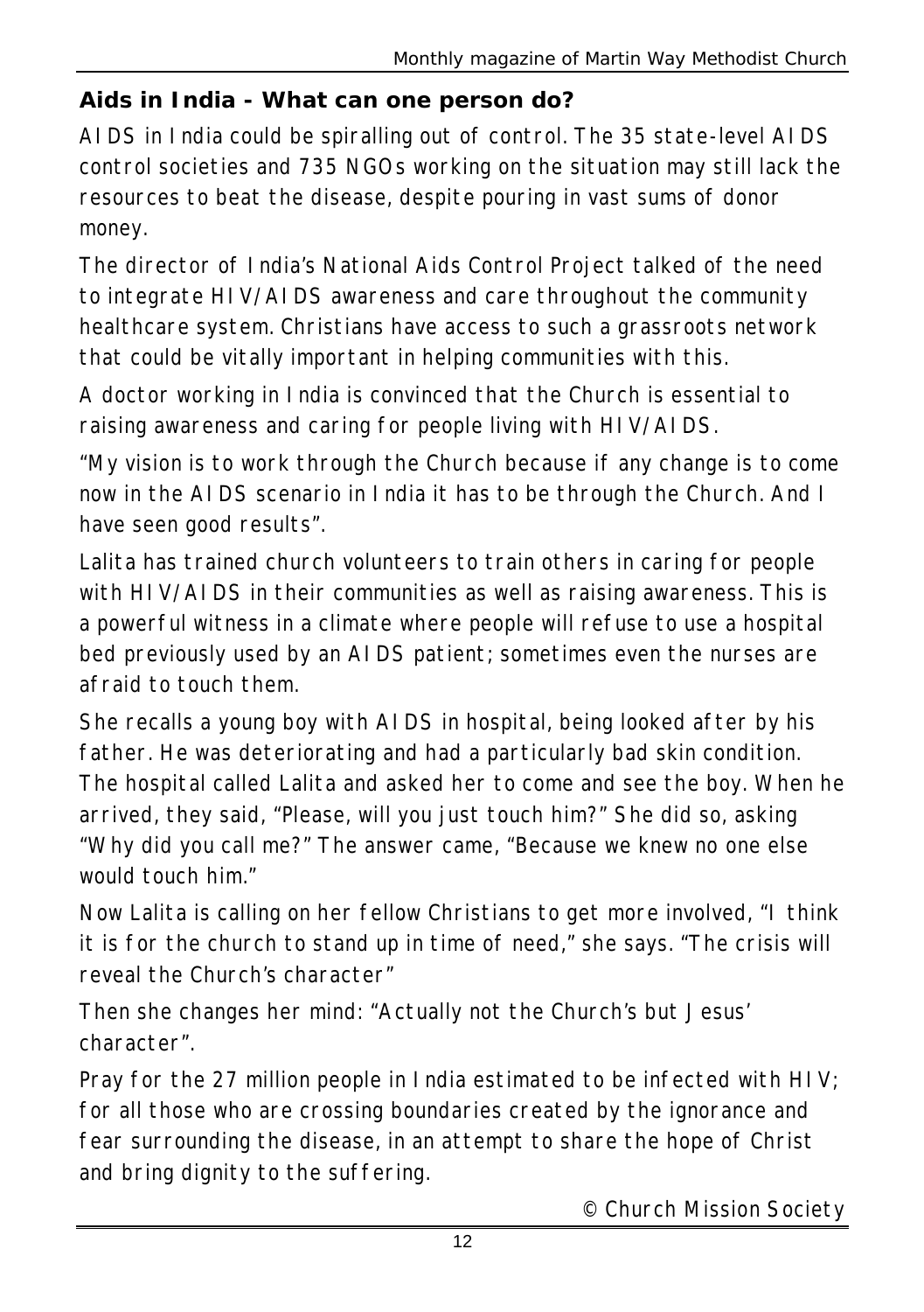**Aids in India - What can one person do?**

AIDS in India could be spiralling out of control. The 35 state-level AIDS control societies and 735 NGOs working on the situation may still lack the resources to beat the disease, despite pouring in vast sums of donor money.

The director of India's National Aids Control Project talked of the need to integrate HIV/AIDS awareness and care throughout the community healthcare system. Christians have access to such a grassroots network that could be vitally important in helping communities with this.

A doctor working in India is convinced that the Church is essential to raising awareness and caring for people living with HIV/AIDS.

"My vision is to work through the Church because if any change is to come now in the AIDS scenario in India it has to be through the Church. And I have seen good results".

Lalita has trained church volunteers to train others in caring for people with HIV/AIDS in their communities as well as raising awareness. This is a powerful witness in a climate where people will refuse to use a hospital bed previously used by an AIDS patient; sometimes even the nurses are afraid to touch them.

She recalls a young boy with AIDS in hospital, being looked after by his father. He was deteriorating and had a particularly bad skin condition. The hospital called Lalita and asked her to come and see the boy. When he arrived, they said, "Please, will you just touch him?" She did so, asking "Why did you call me?" The answer came, "Because we knew no one else would touch him."

Now Lalita is calling on her fellow Christians to get more involved, "I think it is for the church to stand up in time of need," she says. "The crisis will reveal the Church's character"

Then she changes her mind: "Actually not the Church's but Jesus' character".

Pray for the 27 million people in India estimated to be infected with HIV; for all those who are crossing boundaries created by the ignorance and fear surrounding the disease, in an attempt to share the hope of Christ and bring dignity to the suffering.

© Church Mission Society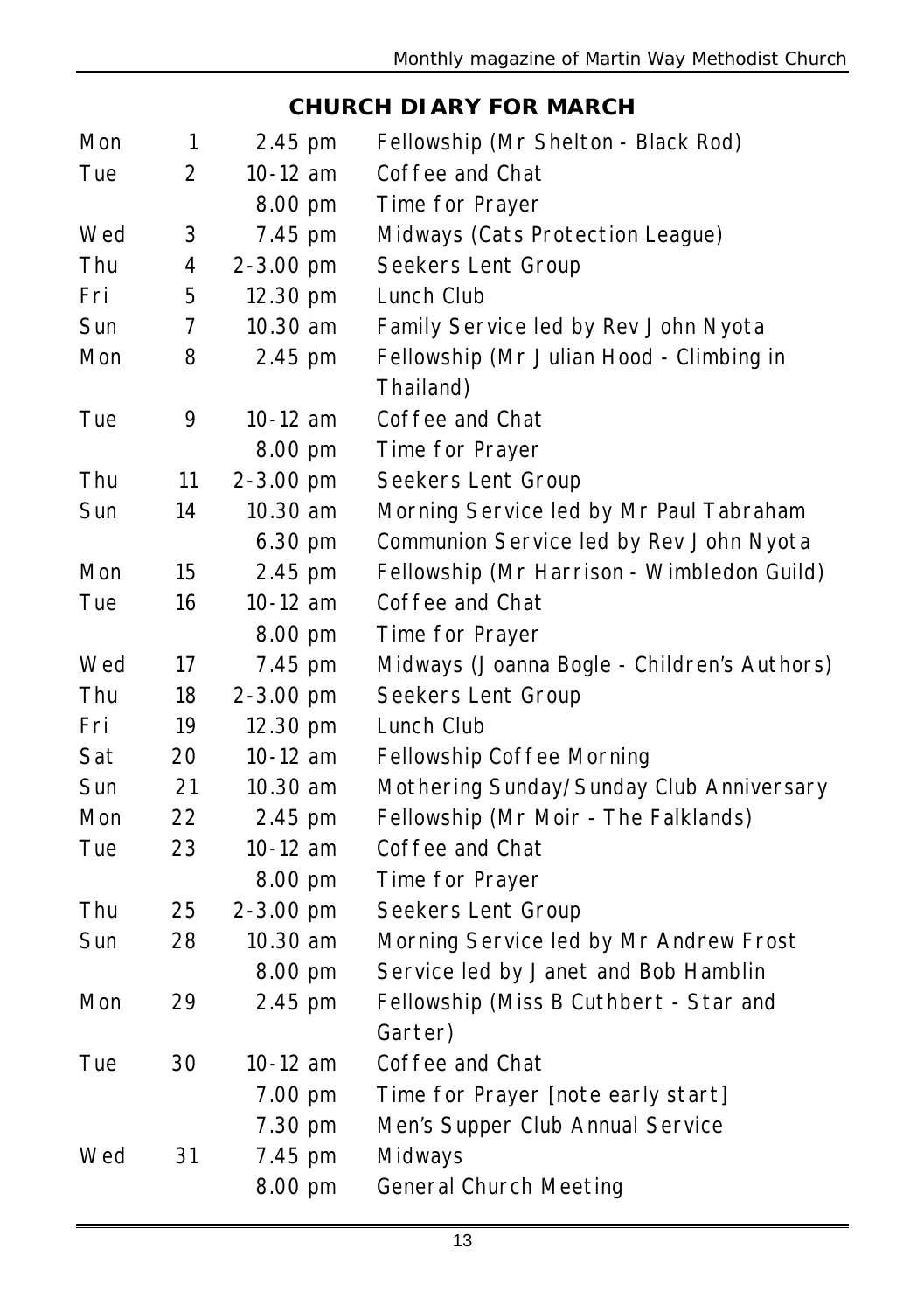## CHURCH DIARY FOR MARCH

| | | | |
|---|---|---|---|
| Mon | 1 | 2.45 pm | Fellowship (Mr Shelton - Black Rod) |
| Tue | 2 | 10-12 am | Coffee and Chat |
| | | 8.00 pm | Time for Prayer |
| Wed | 3 | 7.45 pm | Midways (Cats Protection League) |
| Thu | 4 | 2-3.00 pm | Seekers Lent Group |
| Fri | 5 | 12.30 pm | Lunch Club |
| Sun | 7 | 10.30 am | Family Service led by Rev John Nyota |
| Mon | 8 | 2.45 pm | Fellowship (Mr Julian Hood - Climbing in Thailand) |
| Tue | 9 | 10-12 am | Coffee and Chat |
| | | 8.00 pm | Time for Prayer |
| Thu | 11 | 2-3.00 pm | Seekers Lent Group |
| Sun | 14 | 10.30 am | Morning Service led by Mr Paul Tabraham |
| | | 6.30 pm | Communion Service led by Rev John Nyota |
| Mon | 15 | 2.45 pm | Fellowship (Mr Harrison - Wimbledon Guild) |
| Tue | 16 | 10-12 am | Coffee and Chat |
| | | 8.00 pm | Time for Prayer |
| Wed | 17 | 7.45 pm | Midways (Joanna Bogle - Children's Authors) |
| Thu | 18 | 2-3.00 pm | Seekers Lent Group |
| Fri | 19 | 12.30 pm | Lunch Club |
| Sat | 20 | 10-12 am | Fellowship Coffee Morning |
| Sun | 21 | 10.30 am | Mothering Sunday/Sunday Club Anniversary |
| Mon | 22 | 2.45 pm | Fellowship (Mr Moir - The Falklands) |
| Tue | 23 | 10-12 am | Coffee and Chat |
| | | 8.00 pm | Time for Prayer |
| Thu | 25 | 2-3.00 pm | Seekers Lent Group |
| Sun | 28 | 10.30 am | Morning Service led by Mr Andrew Frost |
| | | 8.00 pm | Service led by Janet and Bob Hamblin |
| Mon | 29 | 2.45 pm | Fellowship (Miss B Cuthbert - Star and Garter) |
| Tue | 30 | 10-12 am | Coffee and Chat |
| | | 7.00 pm | Time for Prayer [note early start] |
| | | 7.30 pm | Men's Supper Club Annual Service |
| Wed | 31 | 7.45 pm | Midways |
| | | 8.00 pm | General Church Meeting |